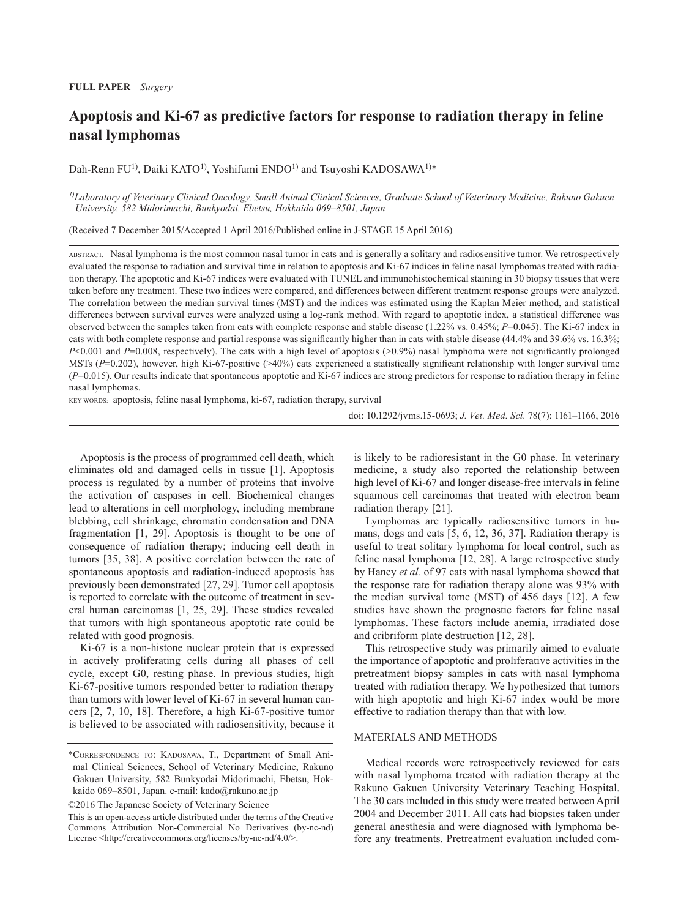FULL PAPER *Surgery*

# Apoptosis and Ki-67 as predictive factors for response to radiation therapy in feline nasal lymphomas

Dah-Renn FU[1)], Daiki KATO[1)], Yoshifumi ENDO[1)] and Tsuyoshi KADOSAWA[1)]*

[1)]*Laboratory of Veterinary Clinical Oncology, Small Animal Clinical Sciences, Graduate School of Veterinary Medicine, Rakuno Gakuen University, 582 Midorimachi, Bunkyodai, Ebetsu, Hokkaido 069–8501, Japan*

(Received 7 December 2015/Accepted 1 April 2016/Published online in J-STAGE 15 April 2016)

ABSTRACT. Nasal lymphoma is the most common nasal tumor in cats and is generally a solitary and radiosensitive tumor. We retrospectively evaluated the response to radiation and survival time in relation to apoptosis and Ki-67 indices in feline nasal lymphomas treated with radiation therapy. The apoptotic and Ki-67 indices were evaluated with TUNEL and immunohistochemical staining in 30 biopsy tissues that were taken before any treatment. These two indices were compared, and differences between different treatment response groups were analyzed. The correlation between the median survival times (MST) and the indices was estimated using the Kaplan Meier method, and statistical differences between survival curves were analyzed using a log-rank method. With regard to apoptotic index, a statistical difference was observed between the samples taken from cats with complete response and stable disease (1.22% vs. 0.45%; $P$=0.045). The Ki-67 index in cats with both complete response and partial response was significantly higher than in cats with stable disease (44.4% and 39.6% vs. 16.3%; $P$<0.001 and $P$=0.008, respectively). The cats with a high level of apoptosis (>0.9%) nasal lymphoma were not significantly prolonged MSTs ($P$=0.202), however, high Ki-67-positive (>40%) cats experienced a statistically significant relationship with longer survival time ($P$=0.015). Our results indicate that spontaneous apoptotic and Ki-67 indices are strong predictors for response to radiation therapy in feline nasal lymphomas.

KEY WORDS: apoptosis, feline nasal lymphoma, ki-67, radiation therapy, survival

doi: 10.1292/jvms.15-0693; *J. Vet. Med. Sci.* 78(7): 1161–1166, 2016

Apoptosis is the process of programmed cell death, which eliminates old and damaged cells in tissue [1]. Apoptosis process is regulated by a number of proteins that involve the activation of caspases in cell. Biochemical changes lead to alterations in cell morphology, including membrane blebbing, cell shrinkage, chromatin condensation and DNA fragmentation [1, 29]. Apoptosis is thought to be one of consequence of radiation therapy; inducing cell death in tumors [35, 38]. A positive correlation between the rate of spontaneous apoptosis and radiation-induced apoptosis has previously been demonstrated [27, 29]. Tumor cell apoptosis is reported to correlate with the outcome of treatment in several human carcinomas [1, 25, 29]. These studies revealed that tumors with high spontaneous apoptotic rate could be related with good prognosis.

Ki-67 is a non-histone nuclear protein that is expressed in actively proliferating cells during all phases of cell cycle, except G0, resting phase. In previous studies, high Ki-67-positive tumors responded better to radiation therapy than tumors with lower level of Ki-67 in several human cancers [2, 7, 10, 18]. Therefore, a high Ki-67-positive tumor is believed to be associated with radiosensitivity, because it is likely to be radioresistant in the G0 phase. In veterinary medicine, a study also reported the relationship between high level of Ki-67 and longer disease-free intervals in feline squamous cell carcinomas that treated with electron beam radiation therapy [21].

Lymphomas are typically radiosensitive tumors in humans, dogs and cats [5, 6, 12, 36, 37]. Radiation therapy is useful to treat solitary lymphoma for local control, such as feline nasal lymphoma [12, 28]. A large retrospective study by Haney *et al.* of 97 cats with nasal lymphoma showed that the response rate for radiation therapy alone was 93% with the median survival tome (MST) of 456 days [12]. A few studies have shown the prognostic factors for feline nasal lymphomas. These factors include anemia, irradiated dose and cribriform plate destruction [12, 28].

This retrospective study was primarily aimed to evaluate the importance of apoptotic and proliferative activities in the pretreatment biopsy samples in cats with nasal lymphoma treated with radiation therapy. We hypothesized that tumors with high apoptotic and high Ki-67 index would be more effective to radiation therapy than that with low.

## MATERIALS AND METHODS

Medical records were retrospectively reviewed for cats with nasal lymphoma treated with radiation therapy at the Rakuno Gakuen University Veterinary Teaching Hospital. The 30 cats included in this study were treated between April 2004 and December 2011. All cats had biopsies taken under general anesthesia and were diagnosed with lymphoma before any treatments. Pretreatment evaluation included com-

*CORRESPONDENCE TO: KADOSAWA, T., Department of Small Animal Clinical Sciences, School of Veterinary Medicine, Rakuno Gakuen University, 582 Bunkyodai Midorimachi, Ebetsu, Hokkaido 069–8501, Japan. e-mail: kado@rakuno.ac.jp

©2016 The Japanese Society of Veterinary Science

This is an open-access article distributed under the terms of the Creative Commons Attribution Non-Commercial No Derivatives (by-nc-nd) License <http://creativecommons.org/licenses/by-nc-nd/4.0/>.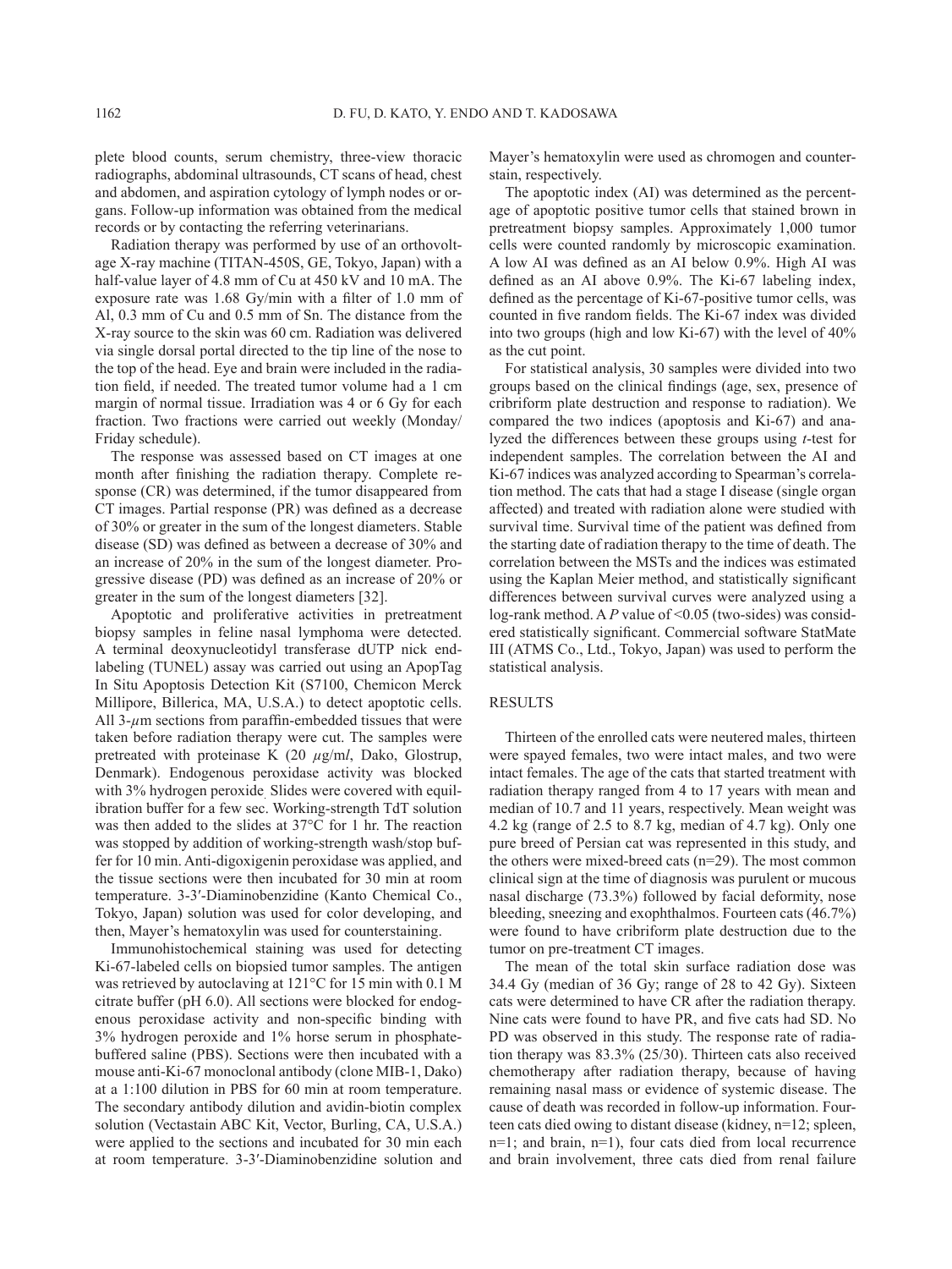plete blood counts, serum chemistry, three-view thoracic radiographs, abdominal ultrasounds, CT scans of head, chest and abdomen, and aspiration cytology of lymph nodes or organs. Follow-up information was obtained from the medical records or by contacting the referring veterinarians.

Radiation therapy was performed by use of an orthovoltage X-ray machine (TITAN-450S, GE, Tokyo, Japan) with a half-value layer of 4.8 mm of Cu at 450 kV and 10 mA. The exposure rate was 1.68 Gy/min with a filter of 1.0 mm of Al, 0.3 mm of Cu and 0.5 mm of Sn. The distance from the X-ray source to the skin was 60 cm. Radiation was delivered via single dorsal portal directed to the tip line of the nose to the top of the head. Eye and brain were included in the radiation field, if needed. The treated tumor volume had a 1 cm margin of normal tissue. Irradiation was 4 or 6 Gy for each fraction. Two fractions were carried out weekly (Monday/Friday schedule).

The response was assessed based on CT images at one month after finishing the radiation therapy. Complete response (CR) was determined, if the tumor disappeared from CT images. Partial response (PR) was defined as a decrease of 30% or greater in the sum of the longest diameters. Stable disease (SD) was defined as between a decrease of 30% and an increase of 20% in the sum of the longest diameter. Progressive disease (PD) was defined as an increase of 20% or greater in the sum of the longest diameters [32].

Apoptotic and proliferative activities in pretreatment biopsy samples in feline nasal lymphoma were detected. A terminal deoxynucleotidyl transferase dUTP nick end-labeling (TUNEL) assay was carried out using an ApopTag In Situ Apoptosis Detection Kit (S7100, Chemicon Merck Millipore, Billerica, MA, U.S.A.) to detect apoptotic cells. All 3-$\mu$m sections from paraffin-embedded tissues that were taken before radiation therapy were cut. The samples were pretreated with proteinase K (20 $\mu$g/m*l*, Dako, Glostrup, Denmark). Endogenous peroxidase activity was blocked with 3% hydrogen peroxide. Slides were covered with equilibration buffer for a few sec. Working-strength TdT solution was then added to the slides at 37°C for 1 hr. The reaction was stopped by addition of working-strength wash/stop buffer for 10 min. Anti-digoxigenin peroxidase was applied, and the tissue sections were then incubated for 30 min at room temperature. 3-3′-Diaminobenzidine (Kanto Chemical Co., Tokyo, Japan) solution was used for color developing, and then, Mayer's hematoxylin was used for counterstaining.

Immunohistochemical staining was used for detecting Ki-67-labeled cells on biopsied tumor samples. The antigen was retrieved by autoclaving at 121°C for 15 min with 0.1 M citrate buffer (pH 6.0). All sections were blocked for endogenous peroxidase activity and non-specific binding with 3% hydrogen peroxide and 1% horse serum in phosphate-buffered saline (PBS). Sections were then incubated with a mouse anti-Ki-67 monoclonal antibody (clone MIB-1, Dako) at a 1:100 dilution in PBS for 60 min at room temperature. The secondary antibody dilution and avidin-biotin complex solution (Vectastain ABC Kit, Vector, Burling, CA, U.S.A.) were applied to the sections and incubated for 30 min each at room temperature. 3-3′-Diaminobenzidine solution and Mayer's hematoxylin were used as chromogen and counterstain, respectively.

The apoptotic index (AI) was determined as the percentage of apoptotic positive tumor cells that stained brown in pretreatment biopsy samples. Approximately 1,000 tumor cells were counted randomly by microscopic examination. A low AI was defined as an AI below 0.9%. High AI was defined as an AI above 0.9%. The Ki-67 labeling index, defined as the percentage of Ki-67-positive tumor cells, was counted in five random fields. The Ki-67 index was divided into two groups (high and low Ki-67) with the level of 40% as the cut point.

For statistical analysis, 30 samples were divided into two groups based on the clinical findings (age, sex, presence of cribriform plate destruction and response to radiation). We compared the two indices (apoptosis and Ki-67) and analyzed the differences between these groups using *t*-test for independent samples. The correlation between the AI and Ki-67 indices was analyzed according to Spearman's correlation method. The cats that had a stage I disease (single organ affected) and treated with radiation alone were studied with survival time. Survival time of the patient was defined from the starting date of radiation therapy to the time of death. The correlation between the MSTs and the indices was estimated using the Kaplan Meier method, and statistically significant differences between survival curves were analyzed using a log-rank method. A *P* value of <0.05 (two-sides) was considered statistically significant. Commercial software StatMate III (ATMS Co., Ltd., Tokyo, Japan) was used to perform the statistical analysis.

## RESULTS

Thirteen of the enrolled cats were neutered males, thirteen were spayed females, two were intact males, and two were intact females. The age of the cats that started treatment with radiation therapy ranged from 4 to 17 years with mean and median of 10.7 and 11 years, respectively. Mean weight was 4.2 kg (range of 2.5 to 8.7 kg, median of 4.7 kg). Only one pure breed of Persian cat was represented in this study, and the others were mixed-breed cats (n=29). The most common clinical sign at the time of diagnosis was purulent or mucous nasal discharge (73.3%) followed by facial deformity, nose bleeding, sneezing and exophthalmos. Fourteen cats (46.7%) were found to have cribriform plate destruction due to the tumor on pre-treatment CT images.

The mean of the total skin surface radiation dose was 34.4 Gy (median of 36 Gy; range of 28 to 42 Gy). Sixteen cats were determined to have CR after the radiation therapy. Nine cats were found to have PR, and five cats had SD. No PD was observed in this study. The response rate of radiation therapy was 83.3% (25/30). Thirteen cats also received chemotherapy after radiation therapy, because of having remaining nasal mass or evidence of systemic disease. The cause of death was recorded in follow-up information. Fourteen cats died owing to distant disease (kidney, n=12; spleen, n=1; and brain, n=1), four cats died from local recurrence and brain involvement, three cats died from renal failure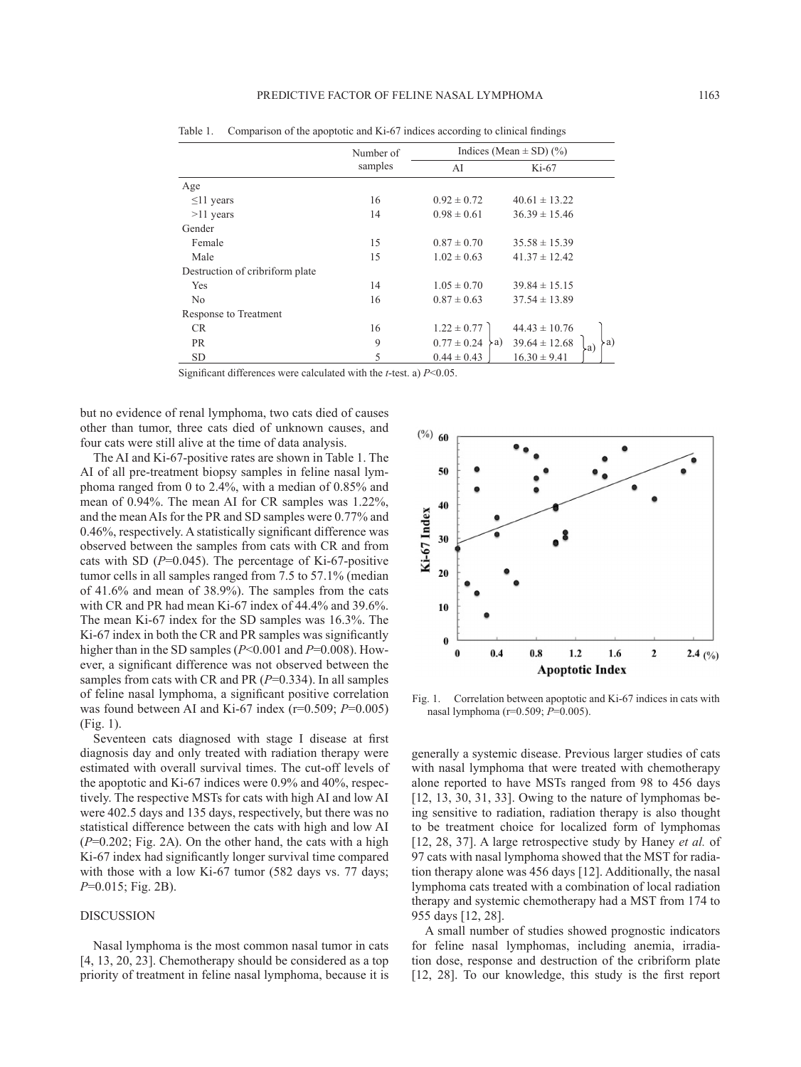Table 1. Comparison of the apoptotic and Ki-67 indices according to clinical findings

| | Number of samples | Indices (Mean ± SD) (%) | |
|---|---|---|---|
| | | AI | Ki-67 |
| Age | | | |
| ≤11 years | 16 | 0.92 ± 0.72 | 40.61 ± 13.22 |
| >11 years | 14 | 0.98 ± 0.61 | 36.39 ± 15.46 |
| Gender | | | |
| Female | 15 | 0.87 ± 0.70 | 35.58 ± 15.39 |
| Male | 15 | 1.02 ± 0.63 | 41.37 ± 12.42 |
| Destruction of cribriform plate | | | |
| Yes | 14 | 1.05 ± 0.70 | 39.84 ± 15.15 |
| No | 16 | 0.87 ± 0.63 | 37.54 ± 13.89 |
| Response to Treatment | | | |
| CR | 16 | 1.22 ± 0.77 a) | 44.43 ± 10.76 a) |
| PR | 9 | 0.77 ± 0.24 | 39.64 ± 12.68 a) |
| SD | 5 | 0.44 ± 0.43 a) | 16.30 ± 9.41 a) |

Significant differences were calculated with the *t*-test. a) $P<0.05$.

but no evidence of renal lymphoma, two cats died of causes other than tumor, three cats died of unknown causes, and four cats were still alive at the time of data analysis.

The AI and Ki-67-positive rates are shown in Table 1. The AI of all pre-treatment biopsy samples in feline nasal lymphoma ranged from 0 to 2.4%, with a median of 0.85% and mean of 0.94%. The mean AI for CR samples was 1.22%, and the mean AIs for the PR and SD samples were 0.77% and 0.46%, respectively. A statistically significant difference was observed between the samples from cats with CR and from cats with SD ($P$=0.045). The percentage of Ki-67-positive tumor cells in all samples ranged from 7.5 to 57.1% (median of 41.6% and mean of 38.9%). The samples from the cats with CR and PR had mean Ki-67 index of 44.4% and 39.6%. The mean Ki-67 index for the SD samples was 16.3%. The Ki-67 index in both the CR and PR samples was significantly higher than in the SD samples ($P<0.001$ and $P$=0.008). However, a significant difference was not observed between the samples from cats with CR and PR ($P$=0.334). In all samples of feline nasal lymphoma, a significant positive correlation was found between AI and Ki-67 index (r=0.509; $P$=0.005) (Fig. 1).

Seventeen cats diagnosed with stage I disease at first diagnosis day and only treated with radiation therapy were estimated with overall survival times. The cut-off levels of the apoptotic and Ki-67 indices were 0.9% and 40%, respectively. The respective MSTs for cats with high AI and low AI were 402.5 days and 135 days, respectively, but there was no statistical difference between the cats with high and low AI ($P$=0.202; Fig. 2A). On the other hand, the cats with a high Ki-67 index had significantly longer survival time compared with those with a low Ki-67 tumor (582 days vs. 77 days; $P$=0.015; Fig. 2B).

Fig. 1. Correlation between apoptotic and Ki-67 indices in cats with nasal lymphoma (r=0.509; $P$=0.005).

## DISCUSSION

Nasal lymphoma is the most common nasal tumor in cats [4, 13, 20, 23]. Chemotherapy should be considered as a top priority of treatment in feline nasal lymphoma, because it is generally a systemic disease. Previous larger studies of cats with nasal lymphoma that were treated with chemotherapy alone reported to have MSTs ranged from 98 to 456 days [12, 13, 30, 31, 33]. Owing to the nature of lymphomas being sensitive to radiation, radiation therapy is also thought to be treatment choice for localized form of lymphomas [12, 28, 37]. A large retrospective study by Haney *et al.* of 97 cats with nasal lymphoma showed that the MST for radiation therapy alone was 456 days [12]. Additionally, the nasal lymphoma cats treated with a combination of local radiation therapy and systemic chemotherapy had a MST from 174 to 955 days [12, 28].

A small number of studies showed prognostic indicators for feline nasal lymphomas, including anemia, irradiation dose, response and destruction of the cribriform plate [12, 28]. To our knowledge, this study is the first report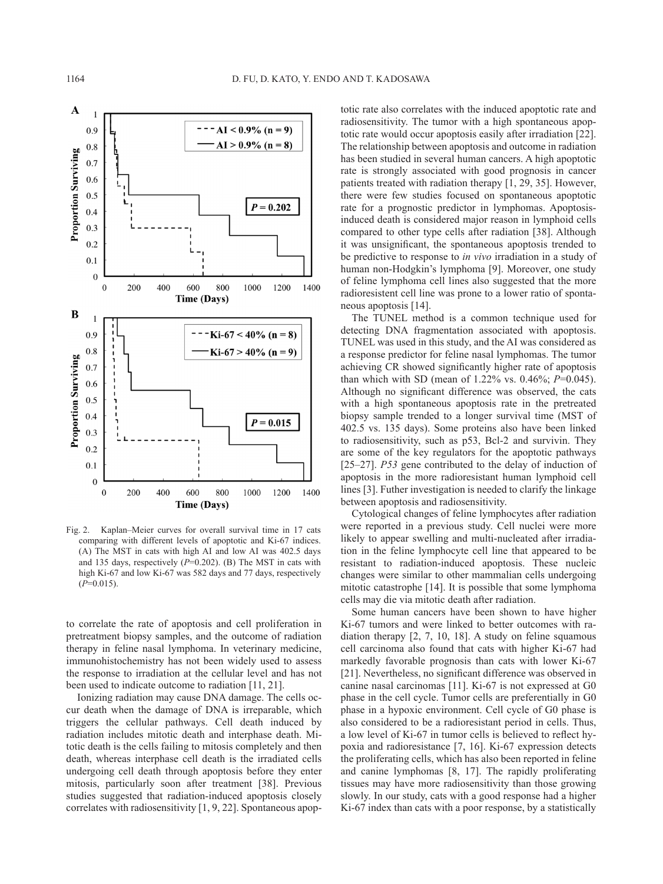Fig. 2. Kaplan–Meier curves for overall survival time in 17 cats comparing with different levels of apoptotic and Ki-67 indices. (A) The MST in cats with high AI and low AI was 402.5 days and 135 days, respectively ($P$=0.202). (B) The MST in cats with high Ki-67 and low Ki-67 was 582 days and 77 days, respectively ($P$=0.015).

to correlate the rate of apoptosis and cell proliferation in pretreatment biopsy samples, and the outcome of radiation therapy in feline nasal lymphoma. In veterinary medicine, immunohistochemistry has not been widely used to assess the response to irradiation at the cellular level and has not been used to indicate outcome to radiation [11, 21].

Ionizing radiation may cause DNA damage. The cells occur death when the damage of DNA is irreparable, which triggers the cellular pathways. Cell death induced by radiation includes mitotic death and interphase death. Mitotic death is the cells failing to mitosis completely and then death, whereas interphase cell death is the irradiated cells undergoing cell death through apoptosis before they enter mitosis, particularly soon after treatment [38]. Previous studies suggested that radiation-induced apoptosis closely correlates with radiosensitivity [1, 9, 22]. Spontaneous apoptotic rate also correlates with the induced apoptotic rate and radiosensitivity. The tumor with a high spontaneous apoptotic rate would occur apoptosis easily after irradiation [22]. The relationship between apoptosis and outcome in radiation has been studied in several human cancers. A high apoptotic rate is strongly associated with good prognosis in cancer patients treated with radiation therapy [1, 29, 35]. However, there were few studies focused on spontaneous apoptotic rate for a prognostic predictor in lymphomas. Apoptosis-induced death is considered major reason in lymphoid cells compared to other type cells after radiation [38]. Although it was unsignificant, the spontaneous apoptosis trended to be predictive to response to *in vivo* irradiation in a study of human non-Hodgkin's lymphoma [9]. Moreover, one study of feline lymphoma cell lines also suggested that the more radioresistent cell line was prone to a lower ratio of spontaneous apoptosis [14].

The TUNEL method is a common technique used for detecting DNA fragmentation associated with apoptosis. TUNEL was used in this study, and the AI was considered as a response predictor for feline nasal lymphomas. The tumor achieving CR showed significantly higher rate of apoptosis than which with SD (mean of 1.22% vs. 0.46%; $P$=0.045). Although no significant difference was observed, the cats with a high spontaneous apoptosis rate in the pretreated biopsy sample trended to a longer survival time (MST of 402.5 vs. 135 days). Some proteins also have been linked to radiosensitivity, such as p53, Bcl-2 and survivin. They are some of the key regulators for the apoptotic pathways [25–27]. *P53* gene contributed to the delay of induction of apoptosis in the more radioresistant human lymphoid cell lines [3]. Futher investigation is needed to clarify the linkage between apoptosis and radiosensitivity.

Cytological changes of feline lymphocytes after radiation were reported in a previous study. Cell nuclei were more likely to appear swelling and multi-nucleated after irradiation in the feline lymphocyte cell line that appeared to be resistant to radiation-induced apoptosis. These nucleic changes were similar to other mammalian cells undergoing mitotic catastrophe [14]. It is possible that some lymphoma cells may die via mitotic death after radiation.

Some human cancers have been shown to have higher Ki-67 tumors and were linked to better outcomes with radiation therapy [2, 7, 10, 18]. A study on feline squamous cell carcinoma also found that cats with higher Ki-67 had markedly favorable prognosis than cats with lower Ki-67 [21]. Nevertheless, no significant difference was observed in canine nasal carcinomas [11]. Ki-67 is not expressed at G0 phase in the cell cycle. Tumor cells are preferentially in G0 phase in a hypoxic environment. Cell cycle of G0 phase is also considered to be a radioresistant period in cells. Thus, a low level of Ki-67 in tumor cells is believed to reflect hypoxia and radioresistance [7, 16]. Ki-67 expression detects the proliferating cells, which has also been reported in feline and canine lymphomas [8, 17]. The rapidly proliferating tissues may have more radiosensitivity than those growing slowly. In our study, cats with a good response had a higher Ki-67 index than cats with a poor response, by a statistically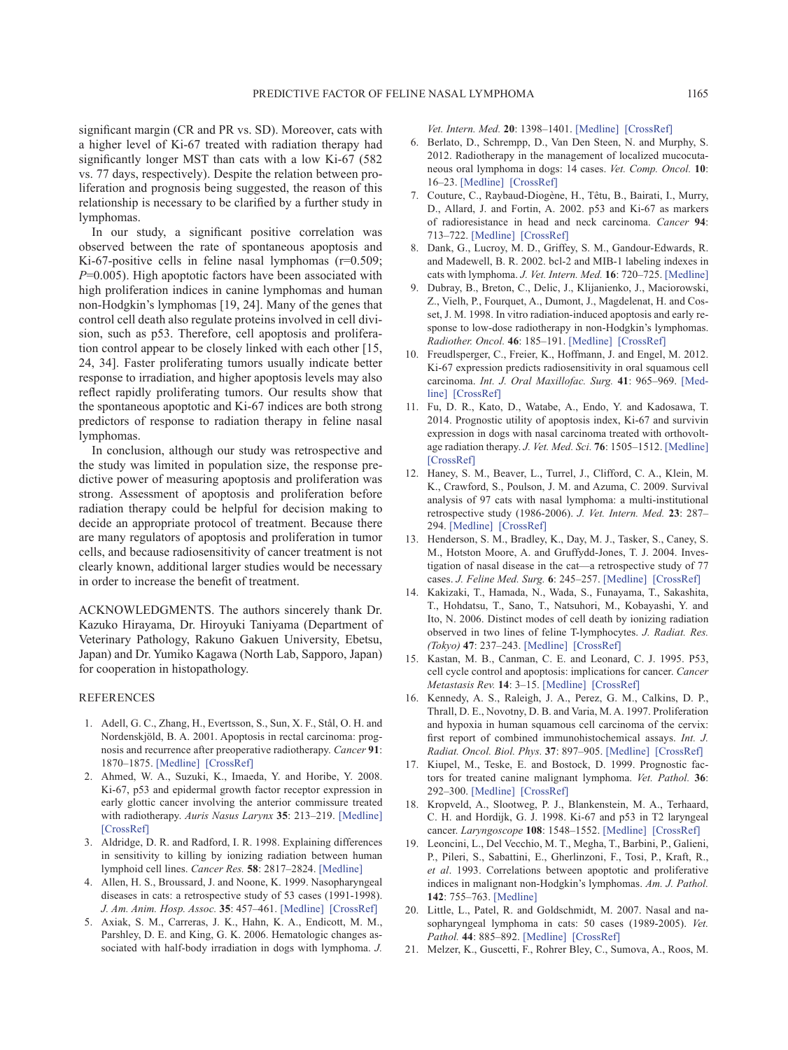significant margin (CR and PR vs. SD). Moreover, cats with a higher level of Ki-67 treated with radiation therapy had significantly longer MST than cats with a low Ki-67 (582 vs. 77 days, respectively). Despite the relation between proliferation and prognosis being suggested, the reason of this relationship is necessary to be clarified by a further study in lymphomas.

In our study, a significant positive correlation was observed between the rate of spontaneous apoptosis and Ki-67-positive cells in feline nasal lymphomas ($r=0.509$; $P=0.005$). High apoptotic factors have been associated with high proliferation indices in canine lymphomas and human non-Hodgkin's lymphomas [19, 24]. Many of the genes that control cell death also regulate proteins involved in cell division, such as p53. Therefore, cell apoptosis and proliferation control appear to be closely linked with each other [15, 24, 34]. Faster proliferating tumors usually indicate better response to irradiation, and higher apoptosis levels may also reflect rapidly proliferating tumors. Our results show that the spontaneous apoptotic and Ki-67 indices are both strong predictors of response to radiation therapy in feline nasal lymphomas.

In conclusion, although our study was retrospective and the study was limited in population size, the response predictive power of measuring apoptosis and proliferation was strong. Assessment of apoptosis and proliferation before radiation therapy could be helpful for decision making to decide an appropriate protocol of treatment. Because there are many regulators of apoptosis and proliferation in tumor cells, and because radiosensitivity of cancer treatment is not clearly known, additional larger studies would be necessary in order to increase the benefit of treatment.

ACKNOWLEDGMENTS. The authors sincerely thank Dr. Kazuko Hirayama, Dr. Hiroyuki Taniyama (Department of Veterinary Pathology, Rakuno Gakuen University, Ebetsu, Japan) and Dr. Yumiko Kagawa (North Lab, Sapporo, Japan) for cooperation in histopathology.

## REFERENCES

1. Adell, G. C., Zhang, H., Evertsson, S., Sun, X. F., Stål, O. H. and Nordenskjöld, B. A. 2001. Apoptosis in rectal carcinoma: prognosis and recurrence after preoperative radiotherapy. *Cancer* **91**: 1870–1875. [Medline] [CrossRef]
2. Ahmed, W. A., Suzuki, K., Imaeda, Y. and Horibe, Y. 2008. Ki-67, p53 and epidermal growth factor receptor expression in early glottic cancer involving the anterior commissure treated with radiotherapy. *Auris Nasus Larynx* **35**: 213–219. [Medline] [CrossRef]
3. Aldridge, D. R. and Radford, I. R. 1998. Explaining differences in sensitivity to killing by ionizing radiation between human lymphoid cell lines. *Cancer Res.* **58**: 2817–2824. [Medline]
4. Allen, H. S., Broussard, J. and Noone, K. 1999. Nasopharyngeal diseases in cats: a retrospective study of 53 cases (1991-1998). *J. Am. Anim. Hosp. Assoc.* **35**: 457–461. [Medline] [CrossRef]
5. Axiak, S. M., Carreras, J. K., Hahn, K. A., Endicott, M. M., Parshley, D. E. and King, G. K. 2006. Hematologic changes associated with half-body irradiation in dogs with lymphoma. *J. Vet. Intern. Med.* **20**: 1398–1401. [Medline] [CrossRef]
6. Berlato, D., Schrempp, D., Van Den Steen, N. and Murphy, S. 2012. Radiotherapy in the management of localized mucocutaneous oral lymphoma in dogs: 14 cases. *Vet. Comp. Oncol.* **10**: 16–23. [Medline] [CrossRef]
7. Couture, C., Raybaud-Diogène, H., Têtu, B., Bairati, I., Murry, D., Allard, J. and Fortin, A. 2002. p53 and Ki-67 as markers of radioresistance in head and neck carcinoma. *Cancer* **94**: 713–722. [Medline] [CrossRef]
8. Dank, G., Lucroy, M. D., Griffey, S. M., Gandour-Edwards, R. and Madewell, B. R. 2002. bcl-2 and MIB-1 labeling indexes in cats with lymphoma. *J. Vet. Intern. Med.* **16**: 720–725. [Medline]
9. Dubray, B., Breton, C., Delic, J., Klijanienko, J., Maciorowski, Z., Vielh, P., Fourquet, A., Dumont, J., Magdelenat, H. and Cosset, J. M. 1998. In vitro radiation-induced apoptosis and early response to low-dose radiotherapy in non-Hodgkin's lymphomas. *Radiother. Oncol.* **46**: 185–191. [Medline] [CrossRef]
10. Freudlsperger, C., Freier, K., Hoffmann, J. and Engel, M. 2012. Ki-67 expression predicts radiosensitivity in oral squamous cell carcinoma. *Int. J. Oral Maxillofac. Surg.* **41**: 965–969. [Medline] [CrossRef]
11. Fu, D. R., Kato, D., Watabe, A., Endo, Y. and Kadosawa, T. 2014. Prognostic utility of apoptosis index, Ki-67 and survivin expression in dogs with nasal carcinoma treated with orthovoltage radiation therapy. *J. Vet. Med. Sci.* **76**: 1505–1512. [Medline] [CrossRef]
12. Haney, S. M., Beaver, L., Turrel, J., Clifford, C. A., Klein, M. K., Crawford, S., Poulson, J. M. and Azuma, C. 2009. Survival analysis of 97 cats with nasal lymphoma: a multi-institutional retrospective study (1986-2006). *J. Vet. Intern. Med.* **23**: 287–294. [Medline] [CrossRef]
13. Henderson, S. M., Bradley, K., Day, M. J., Tasker, S., Caney, S. M., Hotston Moore, A. and Gruffydd-Jones, T. J. 2004. Investigation of nasal disease in the cat—a retrospective study of 77 cases. *J. Feline Med. Surg.* **6**: 245–257. [Medline] [CrossRef]
14. Kakizaki, T., Hamada, N., Wada, S., Funayama, T., Sakashita, T., Hohdatsu, T., Sano, T., Natsuhori, M., Kobayashi, Y. and Ito, N. 2006. Distinct modes of cell death by ionizing radiation observed in two lines of feline T-lymphocytes. *J. Radiat. Res. (Tokyo)* **47**: 237–243. [Medline] [CrossRef]
15. Kastan, M. B., Canman, C. E. and Leonard, C. J. 1995. P53, cell cycle control and apoptosis: implications for cancer. *Cancer Metastasis Rev.* **14**: 3–15. [Medline] [CrossRef]
16. Kennedy, A. S., Raleigh, J. A., Perez, G. M., Calkins, D. P., Thrall, D. E., Novotny, D. B. and Varia, M. A. 1997. Proliferation and hypoxia in human squamous cell carcinoma of the cervix: first report of combined immunohistochemical assays. *Int. J. Radiat. Oncol. Biol. Phys.* **37**: 897–905. [Medline] [CrossRef]
17. Kiupel, M., Teske, E. and Bostock, D. 1999. Prognostic factors for treated canine malignant lymphoma. *Vet. Pathol.* **36**: 292–300. [Medline] [CrossRef]
18. Kropveld, A., Slootweg, P. J., Blankenstein, M. A., Terhaard, C. H. and Hordijk, G. J. 1998. Ki-67 and p53 in T2 laryngeal cancer. *Laryngoscope* **108**: 1548–1552. [Medline] [CrossRef]
19. Leoncini, L., Del Vecchio, M. T., Megha, T., Barbini, P., Galieni, P., Pileri, S., Sabattini, E., Gherlinzoni, F., Tosi, P., Kraft, R., *et al*. 1993. Correlations between apoptotic and proliferative indices in malignant non-Hodgkin's lymphomas. *Am. J. Pathol.* **142**: 755–763. [Medline]
20. Little, L., Patel, R. and Goldschmidt, M. 2007. Nasal and nasopharyngeal lymphoma in cats: 50 cases (1989-2005). *Vet. Pathol.* **44**: 885–892. [Medline] [CrossRef]
21. Melzer, K., Guscetti, F., Rohrer Bley, C., Sumova, A., Roos, M.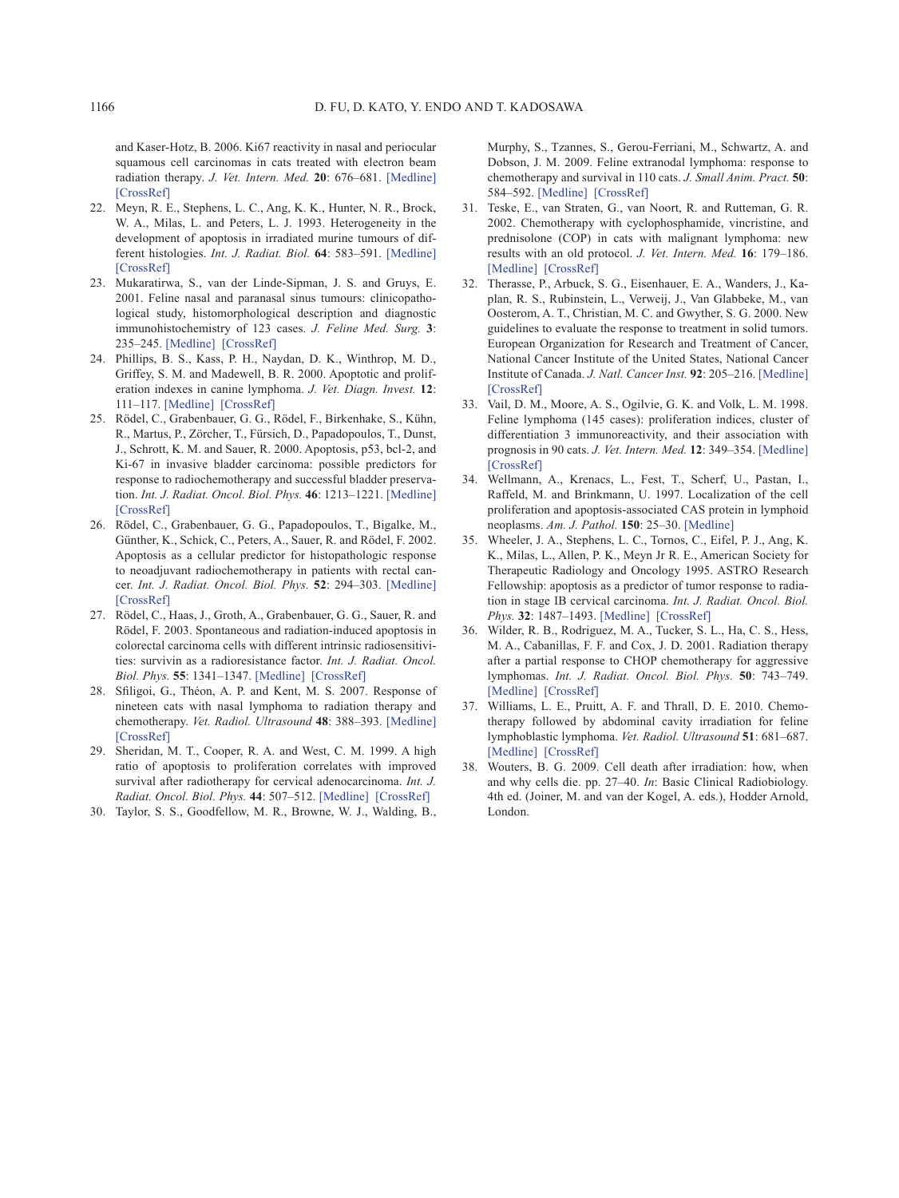and Kaser-Hotz, B. 2006. Ki67 reactivity in nasal and periocular squamous cell carcinomas in cats treated with electron beam radiation therapy. *J. Vet. Intern. Med.* **20**: 676–681. [Medline] [CrossRef]

22. Meyn, R. E., Stephens, L. C., Ang, K. K., Hunter, N. R., Brock, W. A., Milas, L. and Peters, L. J. 1993. Heterogeneity in the development of apoptosis in irradiated murine tumours of different histologies. *Int. J. Radiat. Biol.* **64**: 583–591. [Medline] [CrossRef]
23. Mukaratirwa, S., van der Linde-Sipman, J. S. and Gruys, E. 2001. Feline nasal and paranasal sinus tumours: clinicopathological study, histomorphological description and diagnostic immunohistochemistry of 123 cases. *J. Feline Med. Surg.* **3**: 235–245. [Medline] [CrossRef]
24. Phillips, B. S., Kass, P. H., Naydan, D. K., Winthrop, M. D., Griffey, S. M. and Madewell, B. R. 2000. Apoptotic and proliferation indexes in canine lymphoma. *J. Vet. Diagn. Invest.* **12**: 111–117. [Medline] [CrossRef]
25. Rödel, C., Grabenbauer, G. G., Rödel, F., Birkenhake, S., Kühn, R., Martus, P., Zörcher, T., Fürsich, D., Papadopoulos, T., Dunst, J., Schrott, K. M. and Sauer, R. 2000. Apoptosis, p53, bcl-2, and Ki-67 in invasive bladder carcinoma: possible predictors for response to radiochemotherapy and successful bladder preservation. *Int. J. Radiat. Oncol. Biol. Phys.* **46**: 1213–1221. [Medline] [CrossRef]
26. Rödel, C., Grabenbauer, G. G., Papadopoulos, T., Bigalke, M., Günther, K., Schick, C., Peters, A., Sauer, R. and Rödel, F. 2002. Apoptosis as a cellular predictor for histopathologic response to neoadjuvant radiochemotherapy in patients with rectal cancer. *Int. J. Radiat. Oncol. Biol. Phys.* **52**: 294–303. [Medline] [CrossRef]
27. Rödel, C., Haas, J., Groth, A., Grabenbauer, G. G., Sauer, R. and Rödel, F. 2003. Spontaneous and radiation-induced apoptosis in colorectal carcinoma cells with different intrinsic radiosensitivities: survivin as a radioresistance factor. *Int. J. Radiat. Oncol. Biol. Phys.* **55**: 1341–1347. [Medline] [CrossRef]
28. Sfiligoi, G., Théon, A. P. and Kent, M. S. 2007. Response of nineteen cats with nasal lymphoma to radiation therapy and chemotherapy. *Vet. Radiol. Ultrasound* **48**: 388–393. [Medline] [CrossRef]
29. Sheridan, M. T., Cooper, R. A. and West, C. M. 1999. A high ratio of apoptosis to proliferation correlates with improved survival after radiotherapy for cervical adenocarcinoma. *Int. J. Radiat. Oncol. Biol. Phys.* **44**: 507–512. [Medline] [CrossRef]
30. Taylor, S. S., Goodfellow, M. R., Browne, W. J., Walding, B., Murphy, S., Tzannes, S., Gerou-Ferriani, M., Schwartz, A. and Dobson, J. M. 2009. Feline extranodal lymphoma: response to chemotherapy and survival in 110 cats. *J. Small Anim. Pract.* **50**: 584–592. [Medline] [CrossRef]
31. Teske, E., van Straten, G., van Noort, R. and Rutteman, G. R. 2002. Chemotherapy with cyclophosphamide, vincristine, and prednisolone (COP) in cats with malignant lymphoma: new results with an old protocol. *J. Vet. Intern. Med.* **16**: 179–186. [Medline] [CrossRef]
32. Therasse, P., Arbuck, S. G., Eisenhauer, E. A., Wanders, J., Kaplan, R. S., Rubinstein, L., Verweij, J., Van Glabbeke, M., van Oosterom, A. T., Christian, M. C. and Gwyther, S. G. 2000. New guidelines to evaluate the response to treatment in solid tumors. European Organization for Research and Treatment of Cancer, National Cancer Institute of the United States, National Cancer Institute of Canada. *J. Natl. Cancer Inst.* **92**: 205–216. [Medline] [CrossRef]
33. Vail, D. M., Moore, A. S., Ogilvie, G. K. and Volk, L. M. 1998. Feline lymphoma (145 cases): proliferation indices, cluster of differentiation 3 immunoreactivity, and their association with prognosis in 90 cats. *J. Vet. Intern. Med.* **12**: 349–354. [Medline] [CrossRef]
34. Wellmann, A., Krenacs, L., Fest, T., Scherf, U., Pastan, I., Raffeld, M. and Brinkmann, U. 1997. Localization of the cell proliferation and apoptosis-associated CAS protein in lymphoid neoplasms. *Am. J. Pathol.* **150**: 25–30. [Medline]
35. Wheeler, J. A., Stephens, L. C., Tornos, C., Eifel, P. J., Ang, K. K., Milas, L., Allen, P. K., Meyn Jr R. E., American Society for Therapeutic Radiology and Oncology 1995. ASTRO Research Fellowship: apoptosis as a predictor of tumor response to radiation in stage IB cervical carcinoma. *Int. J. Radiat. Oncol. Biol. Phys.* **32**: 1487–1493. [Medline] [CrossRef]
36. Wilder, R. B., Rodriguez, M. A., Tucker, S. L., Ha, C. S., Hess, M. A., Cabanillas, F. F. and Cox, J. D. 2001. Radiation therapy after a partial response to CHOP chemotherapy for aggressive lymphomas. *Int. J. Radiat. Oncol. Biol. Phys.* **50**: 743–749. [Medline] [CrossRef]
37. Williams, L. E., Pruitt, A. F. and Thrall, D. E. 2010. Chemotherapy followed by abdominal cavity irradiation for feline lymphoblastic lymphoma. *Vet. Radiol. Ultrasound* **51**: 681–687. [Medline] [CrossRef]
38. Wouters, B. G. 2009. Cell death after irradiation: how, when and why cells die. pp. 27–40. *In*: Basic Clinical Radiobiology. 4th ed. (Joiner, M. and van der Kogel, A. eds.), Hodder Arnold, London.